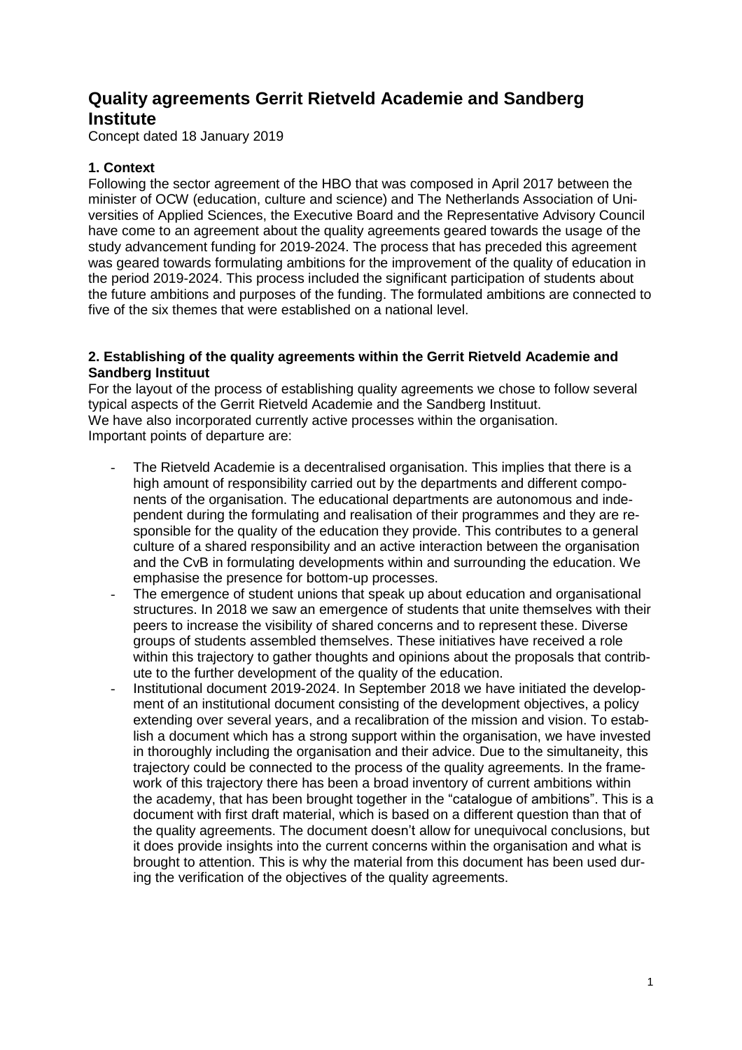# Quality agreements Gerrit Rietveld Academie and Sandberg Institute

Concept dated 18 January 2019

## 1. Context

Following the sector agreement of the HBO that was composed in April 2017 between the minister of OCW (education, culture and science) and The Netherlands Association of Universities of Applied Sciences, the Executive Board and the Representative Advisory Council have come to an agreement about the quality agreements geared towards the usage of the study advancement funding for 2019-2024. The process that has preceded this agreement was geared towards formulating ambitions for the improvement of the quality of education in the period 2019-2024. This process included the significant participation of students about the future ambitions and purposes of the funding. The formulated ambitions are connected to five of the six themes that were established on a national level.

## 2. Establishing of the quality agreements within the Gerrit Rietveld Academie and Sandberg Instituut

For the layout of the process of establishing quality agreements we chose to follow several typical aspects of the Gerrit Rietveld Academie and the Sandberg Instituut.
We have also incorporated currently active processes within the organisation.
Important points of departure are:

- The Rietveld Academie is a decentralised organisation. This implies that there is a high amount of responsibility carried out by the departments and different components of the organisation. The educational departments are autonomous and independent during the formulating and realisation of their programmes and they are responsible for the quality of the education they provide. This contributes to a general culture of a shared responsibility and an active interaction between the organisation and the CvB in formulating developments within and surrounding the education. We emphasise the presence for bottom-up processes.
- The emergence of student unions that speak up about education and organisational structures. In 2018 we saw an emergence of students that unite themselves with their peers to increase the visibility of shared concerns and to represent these. Diverse groups of students assembled themselves. These initiatives have received a role within this trajectory to gather thoughts and opinions about the proposals that contribute to the further development of the quality of the education.
- Institutional document 2019-2024. In September 2018 we have initiated the development of an institutional document consisting of the development objectives, a policy extending over several years, and a recalibration of the mission and vision. To establish a document which has a strong support within the organisation, we have invested in thoroughly including the organisation and their advice. Due to the simultaneity, this trajectory could be connected to the process of the quality agreements. In the framework of this trajectory there has been a broad inventory of current ambitions within the academy, that has been brought together in the "catalogue of ambitions". This is a document with first draft material, which is based on a different question than that of the quality agreements. The document doesn't allow for unequivocal conclusions, but it does provide insights into the current concerns within the organisation and what is brought to attention. This is why the material from this document has been used during the verification of the objectives of the quality agreements.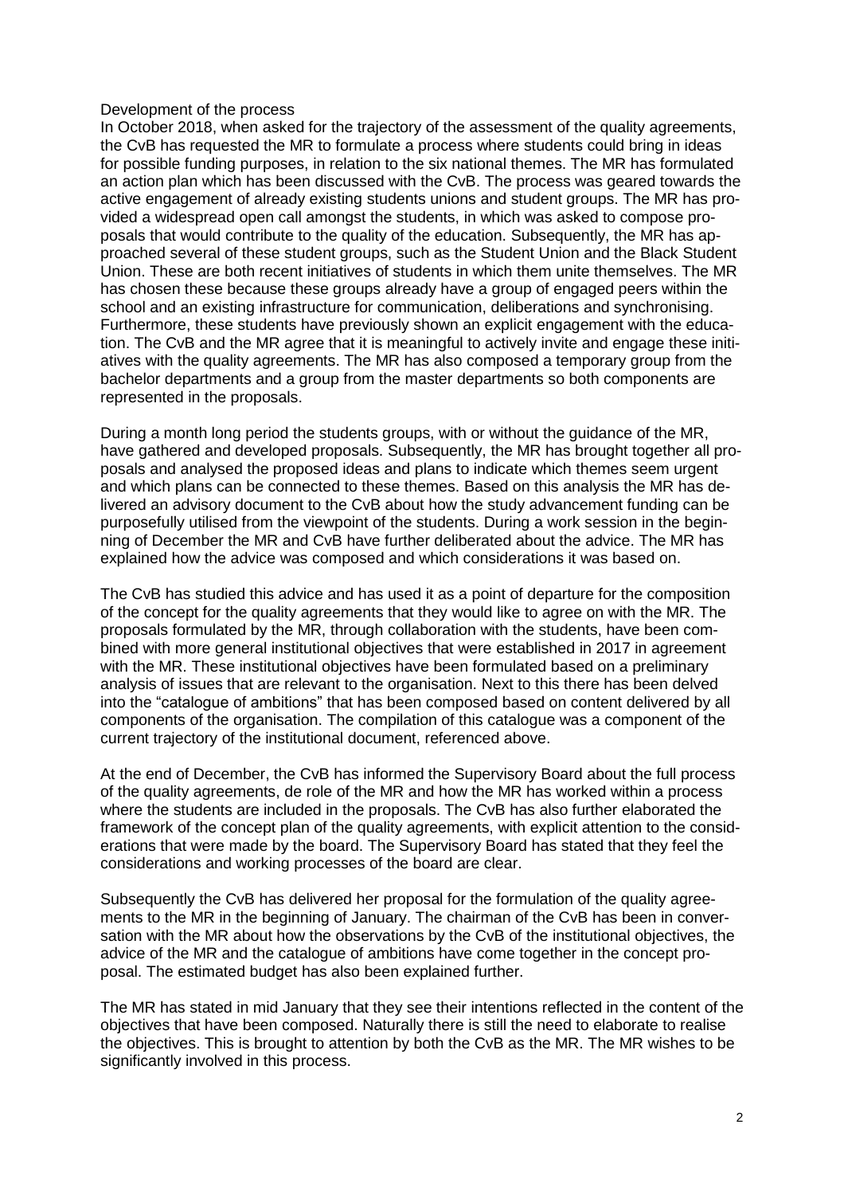Development of the process

In October 2018, when asked for the trajectory of the assessment of the quality agreements, the CvB has requested the MR to formulate a process where students could bring in ideas for possible funding purposes, in relation to the six national themes. The MR has formulated an action plan which has been discussed with the CvB. The process was geared towards the active engagement of already existing students unions and student groups. The MR has provided a widespread open call amongst the students, in which was asked to compose proposals that would contribute to the quality of the education. Subsequently, the MR has approached several of these student groups, such as the Student Union and the Black Student Union. These are both recent initiatives of students in which them unite themselves. The MR has chosen these because these groups already have a group of engaged peers within the school and an existing infrastructure for communication, deliberations and synchronising. Furthermore, these students have previously shown an explicit engagement with the education. The CvB and the MR agree that it is meaningful to actively invite and engage these initiatives with the quality agreements. The MR has also composed a temporary group from the bachelor departments and a group from the master departments so both components are represented in the proposals.

During a month long period the students groups, with or without the guidance of the MR, have gathered and developed proposals. Subsequently, the MR has brought together all proposals and analysed the proposed ideas and plans to indicate which themes seem urgent and which plans can be connected to these themes. Based on this analysis the MR has delivered an advisory document to the CvB about how the study advancement funding can be purposefully utilised from the viewpoint of the students. During a work session in the beginning of December the MR and CvB have further deliberated about the advice. The MR has explained how the advice was composed and which considerations it was based on.

The CvB has studied this advice and has used it as a point of departure for the composition of the concept for the quality agreements that they would like to agree on with the MR. The proposals formulated by the MR, through collaboration with the students, have been combined with more general institutional objectives that were established in 2017 in agreement with the MR. These institutional objectives have been formulated based on a preliminary analysis of issues that are relevant to the organisation. Next to this there has been delved into the "catalogue of ambitions" that has been composed based on content delivered by all components of the organisation. The compilation of this catalogue was a component of the current trajectory of the institutional document, referenced above.

At the end of December, the CvB has informed the Supervisory Board about the full process of the quality agreements, de role of the MR and how the MR has worked within a process where the students are included in the proposals. The CvB has also further elaborated the framework of the concept plan of the quality agreements, with explicit attention to the considerations that were made by the board. The Supervisory Board has stated that they feel the considerations and working processes of the board are clear.

Subsequently the CvB has delivered her proposal for the formulation of the quality agreements to the MR in the beginning of January. The chairman of the CvB has been in conversation with the MR about how the observations by the CvB of the institutional objectives, the advice of the MR and the catalogue of ambitions have come together in the concept proposal. The estimated budget has also been explained further.

The MR has stated in mid January that they see their intentions reflected in the content of the objectives that have been composed. Naturally there is still the need to elaborate to realise the objectives. This is brought to attention by both the CvB as the MR. The MR wishes to be significantly involved in this process.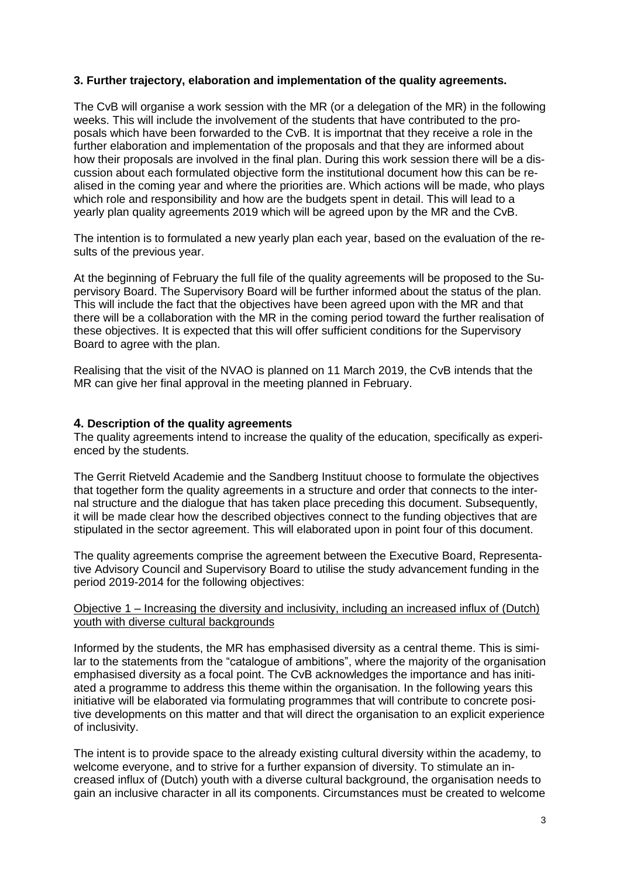### 3. Further trajectory, elaboration and implementation of the quality agreements.

The CvB will organise a work session with the MR (or a delegation of the MR) in the following weeks. This will include the involvement of the students that have contributed to the proposals which have been forwarded to the CvB. It is importnat that they receive a role in the further elaboration and implementation of the proposals and that they are informed about how their proposals are involved in the final plan. During this work session there will be a discussion about each formulated objective form the institutional document how this can be realised in the coming year and where the priorities are. Which actions will be made, who plays which role and responsibility and how are the budgets spent in detail. This will lead to a yearly plan quality agreements 2019 which will be agreed upon by the MR and the CvB.

The intention is to formulated a new yearly plan each year, based on the evaluation of the results of the previous year.

At the beginning of February the full file of the quality agreements will be proposed to the Supervisory Board. The Supervisory Board will be further informed about the status of the plan. This will include the fact that the objectives have been agreed upon with the MR and that there will be a collaboration with the MR in the coming period toward the further realisation of these objectives. It is expected that this will offer sufficient conditions for the Supervisory Board to agree with the plan.

Realising that the visit of the NVAO is planned on 11 March 2019, the CvB intends that the MR can give her final approval in the meeting planned in February.

### 4. Description of the quality agreements

The quality agreements intend to increase the quality of the education, specifically as experienced by the students.

The Gerrit Rietveld Academie and the Sandberg Instituut choose to formulate the objectives that together form the quality agreements in a structure and order that connects to the internal structure and the dialogue that has taken place preceding this document. Subsequently, it will be made clear how the described objectives connect to the funding objectives that are stipulated in the sector agreement. This will elaborated upon in point four of this document.

The quality agreements comprise the agreement between the Executive Board, Representative Advisory Council and Supervisory Board to utilise the study advancement funding in the period 2019-2014 for the following objectives:

<u>Objective 1 – Increasing the diversity and inclusivity, including an increased influx of (Dutch) youth with diverse cultural backgrounds</u>

Informed by the students, the MR has emphasised diversity as a central theme. This is similar to the statements from the “catalogue of ambitions”, where the majority of the organisation emphasised diversity as a focal point. The CvB acknowledges the importance and has initiated a programme to address this theme within the organisation. In the following years this initiative will be elaborated via formulating programmes that will contribute to concrete positive developments on this matter and that will direct the organisation to an explicit experience of inclusivity.

The intent is to provide space to the already existing cultural diversity within the academy, to welcome everyone, and to strive for a further expansion of diversity. To stimulate an increased influx of (Dutch) youth with a diverse cultural background, the organisation needs to gain an inclusive character in all its components. Circumstances must be created to welcome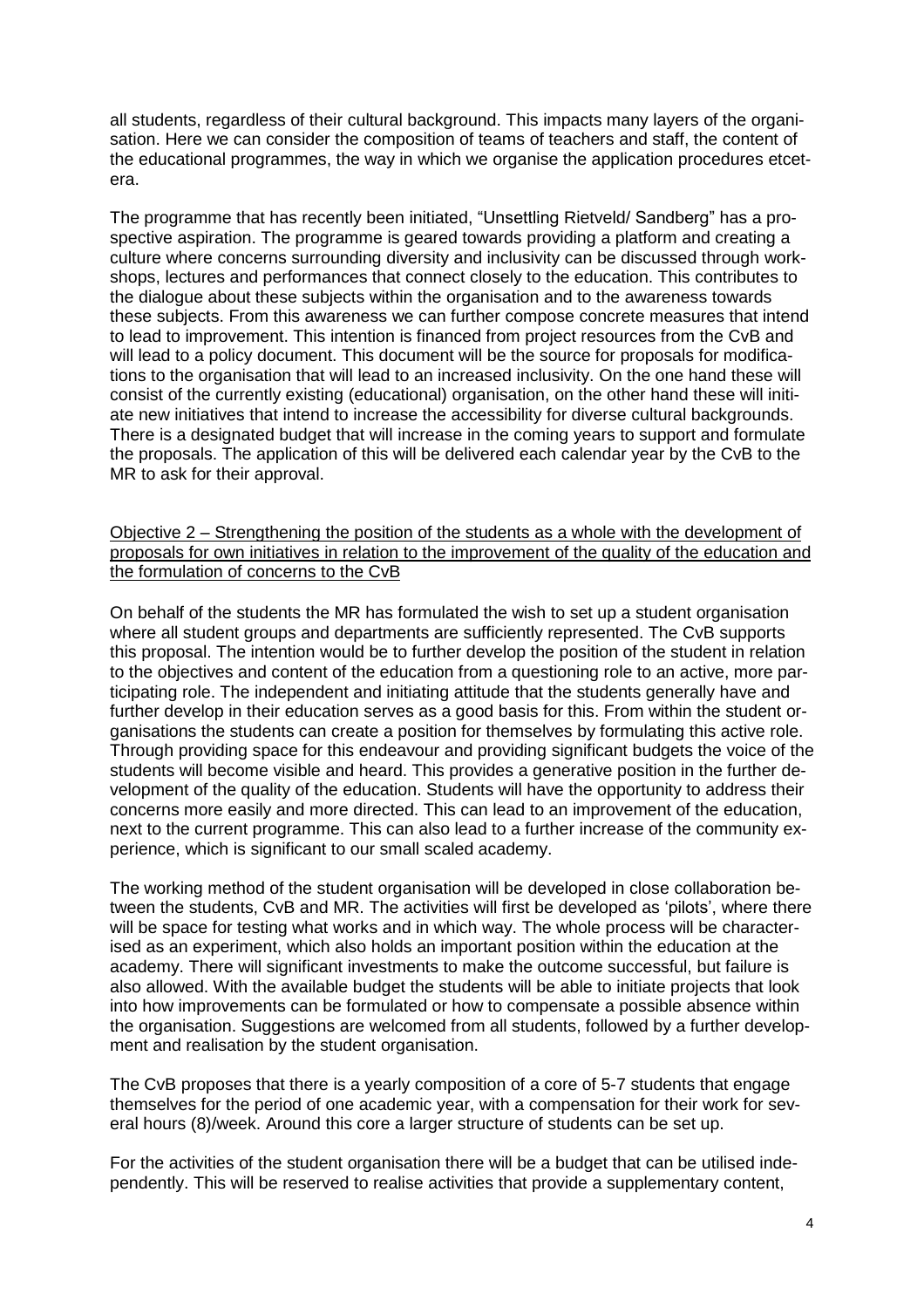all students, regardless of their cultural background. This impacts many layers of the organisation. Here we can consider the composition of teams of teachers and staff, the content of the educational programmes, the way in which we organise the application procedures etcetera.

The programme that has recently been initiated, "Unsettling Rietveld/ Sandberg" has a prospective aspiration. The programme is geared towards providing a platform and creating a culture where concerns surrounding diversity and inclusivity can be discussed through workshops, lectures and performances that connect closely to the education. This contributes to the dialogue about these subjects within the organisation and to the awareness towards these subjects. From this awareness we can further compose concrete measures that intend to lead to improvement. This intention is financed from project resources from the CvB and will lead to a policy document. This document will be the source for proposals for modifications to the organisation that will lead to an increased inclusivity. On the one hand these will consist of the currently existing (educational) organisation, on the other hand these will initiate new initiatives that intend to increase the accessibility for diverse cultural backgrounds. There is a designated budget that will increase in the coming years to support and formulate the proposals. The application of this will be delivered each calendar year by the CvB to the MR to ask for their approval.

<u>Objective 2 – Strengthening the position of the students as a whole with the development of proposals for own initiatives in relation to the improvement of the quality of the education and the formulation of concerns to the CvB</u>

On behalf of the students the MR has formulated the wish to set up a student organisation where all student groups and departments are sufficiently represented. The CvB supports this proposal. The intention would be to further develop the position of the student in relation to the objectives and content of the education from a questioning role to an active, more participating role. The independent and initiating attitude that the students generally have and further develop in their education serves as a good basis for this. From within the student organisations the students can create a position for themselves by formulating this active role. Through providing space for this endeavour and providing significant budgets the voice of the students will become visible and heard. This provides a generative position in the further development of the quality of the education. Students will have the opportunity to address their concerns more easily and more directed. This can lead to an improvement of the education, next to the current programme. This can also lead to a further increase of the community experience, which is significant to our small scaled academy.

The working method of the student organisation will be developed in close collaboration between the students, CvB and MR. The activities will first be developed as 'pilots', where there will be space for testing what works and in which way. The whole process will be characterised as an experiment, which also holds an important position within the education at the academy. There will significant investments to make the outcome successful, but failure is also allowed. With the available budget the students will be able to initiate projects that look into how improvements can be formulated or how to compensate a possible absence within the organisation. Suggestions are welcomed from all students, followed by a further development and realisation by the student organisation.

The CvB proposes that there is a yearly composition of a core of 5-7 students that engage themselves for the period of one academic year, with a compensation for their work for several hours (8)/week. Around this core a larger structure of students can be set up.

For the activities of the student organisation there will be a budget that can be utilised independently. This will be reserved to realise activities that provide a supplementary content,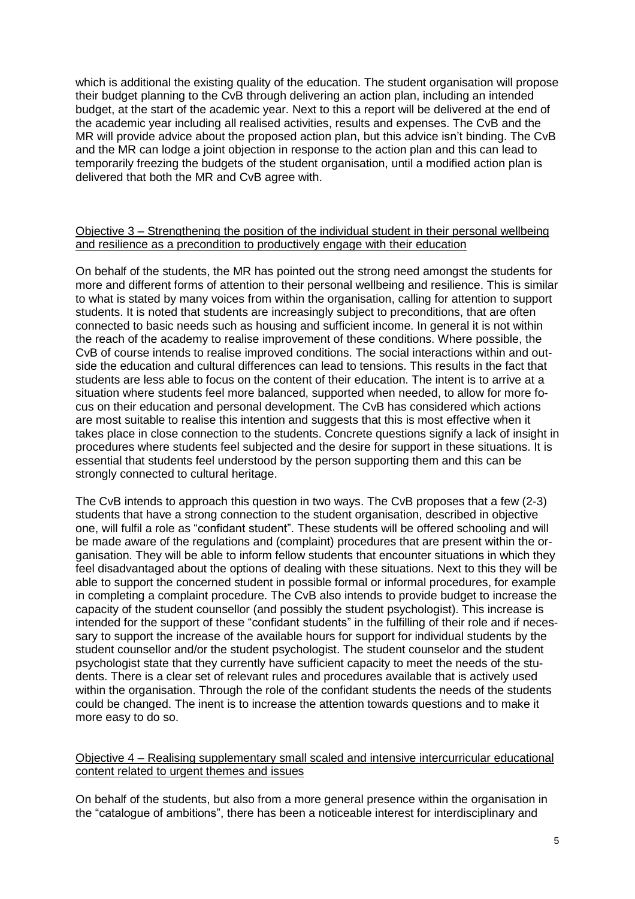which is additional the existing quality of the education. The student organisation will propose their budget planning to the CvB through delivering an action plan, including an intended budget, at the start of the academic year. Next to this a report will be delivered at the end of the academic year including all realised activities, results and expenses. The CvB and the MR will provide advice about the proposed action plan, but this advice isn't binding. The CvB and the MR can lodge a joint objection in response to the action plan and this can lead to temporarily freezing the budgets of the student organisation, until a modified action plan is delivered that both the MR and CvB agree with.

Objective 3 – Strengthening the position of the individual student in their personal wellbeing and resilience as a precondition to productively engage with their education

On behalf of the students, the MR has pointed out the strong need amongst the students for more and different forms of attention to their personal wellbeing and resilience. This is similar to what is stated by many voices from within the organisation, calling for attention to support students. It is noted that students are increasingly subject to preconditions, that are often connected to basic needs such as housing and sufficient income. In general it is not within the reach of the academy to realise improvement of these conditions. Where possible, the CvB of course intends to realise improved conditions. The social interactions within and outside the education and cultural differences can lead to tensions. This results in the fact that students are less able to focus on the content of their education. The intent is to arrive at a situation where students feel more balanced, supported when needed, to allow for more focus on their education and personal development. The CvB has considered which actions are most suitable to realise this intention and suggests that this is most effective when it takes place in close connection to the students. Concrete questions signify a lack of insight in procedures where students feel subjected and the desire for support in these situations. It is essential that students feel understood by the person supporting them and this can be strongly connected to cultural heritage.

The CvB intends to approach this question in two ways. The CvB proposes that a few (2-3) students that have a strong connection to the student organisation, described in objective one, will fulfil a role as "confidant student". These students will be offered schooling and will be made aware of the regulations and (complaint) procedures that are present within the organisation. They will be able to inform fellow students that encounter situations in which they feel disadvantaged about the options of dealing with these situations. Next to this they will be able to support the concerned student in possible formal or informal procedures, for example in completing a complaint procedure. The CvB also intends to provide budget to increase the capacity of the student counsellor (and possibly the student psychologist). This increase is intended for the support of these "confidant students" in the fulfilling of their role and if necessary to support the increase of the available hours for support for individual students by the student counsellor and/or the student psychologist. The student counselor and the student psychologist state that they currently have sufficient capacity to meet the needs of the students. There is a clear set of relevant rules and procedures available that is actively used within the organisation. Through the role of the confidant students the needs of the students could be changed. The inent is to increase the attention towards questions and to make it more easy to do so.

Objective 4 – Realising supplementary small scaled and intensive intercurricular educational content related to urgent themes and issues

On behalf of the students, but also from a more general presence within the organisation in the "catalogue of ambitions", there has been a noticeable interest for interdisciplinary and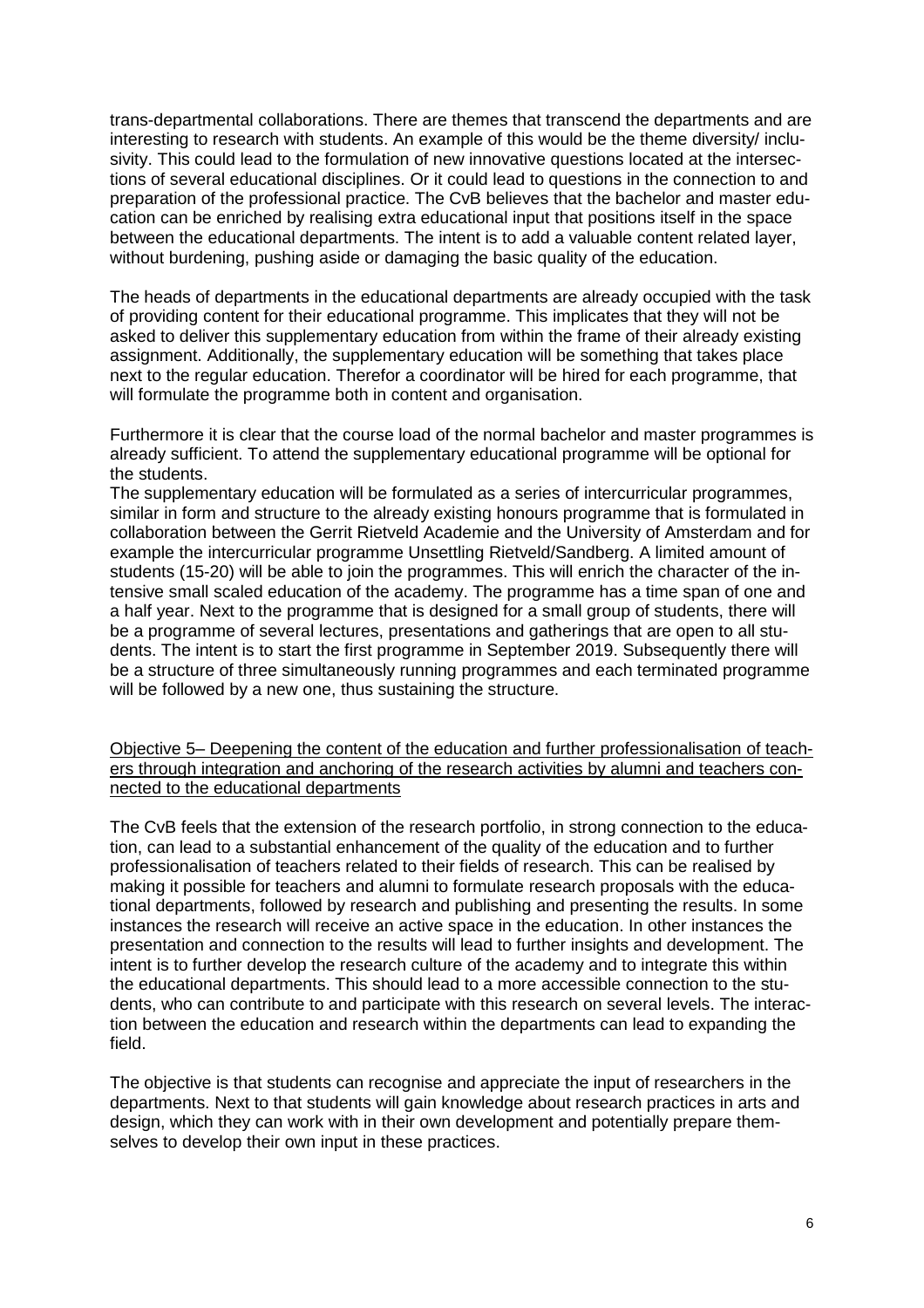trans-departmental collaborations. There are themes that transcend the departments and are interesting to research with students. An example of this would be the theme diversity/ inclusivity. This could lead to the formulation of new innovative questions located at the intersections of several educational disciplines. Or it could lead to questions in the connection to and preparation of the professional practice. The CvB believes that the bachelor and master education can be enriched by realising extra educational input that positions itself in the space between the educational departments. The intent is to add a valuable content related layer, without burdening, pushing aside or damaging the basic quality of the education.

The heads of departments in the educational departments are already occupied with the task of providing content for their educational programme. This implicates that they will not be asked to deliver this supplementary education from within the frame of their already existing assignment. Additionally, the supplementary education will be something that takes place next to the regular education. Therefor a coordinator will be hired for each programme, that will formulate the programme both in content and organisation.

Furthermore it is clear that the course load of the normal bachelor and master programmes is already sufficient. To attend the supplementary educational programme will be optional for the students.
The supplementary education will be formulated as a series of intercurricular programmes, similar in form and structure to the already existing honours programme that is formulated in collaboration between the Gerrit Rietveld Academie and the University of Amsterdam and for example the intercurricular programme Unsettling Rietveld/Sandberg. A limited amount of students (15-20) will be able to join the programmes. This will enrich the character of the intensive small scaled education of the academy. The programme has a time span of one and a half year. Next to the programme that is designed for a small group of students, there will be a programme of several lectures, presentations and gatherings that are open to all students. The intent is to start the first programme in September 2019. Subsequently there will be a structure of three simultaneously running programmes and each terminated programme will be followed by a new one, thus sustaining the structure.

<u>Objective 5– Deepening the content of the education and further professionalisation of teachers through integration and anchoring of the research activities by alumni and teachers connected to the educational departments</u>

The CvB feels that the extension of the research portfolio, in strong connection to the education, can lead to a substantial enhancement of the quality of the education and to further professionalisation of teachers related to their fields of research. This can be realised by making it possible for teachers and alumni to formulate research proposals with the educational departments, followed by research and publishing and presenting the results. In some instances the research will receive an active space in the education. In other instances the presentation and connection to the results will lead to further insights and development. The intent is to further develop the research culture of the academy and to integrate this within the educational departments. This should lead to a more accessible connection to the students, who can contribute to and participate with this research on several levels. The interaction between the education and research within the departments can lead to expanding the field.

The objective is that students can recognise and appreciate the input of researchers in the departments. Next to that students will gain knowledge about research practices in arts and design, which they can work with in their own development and potentially prepare themselves to develop their own input in these practices.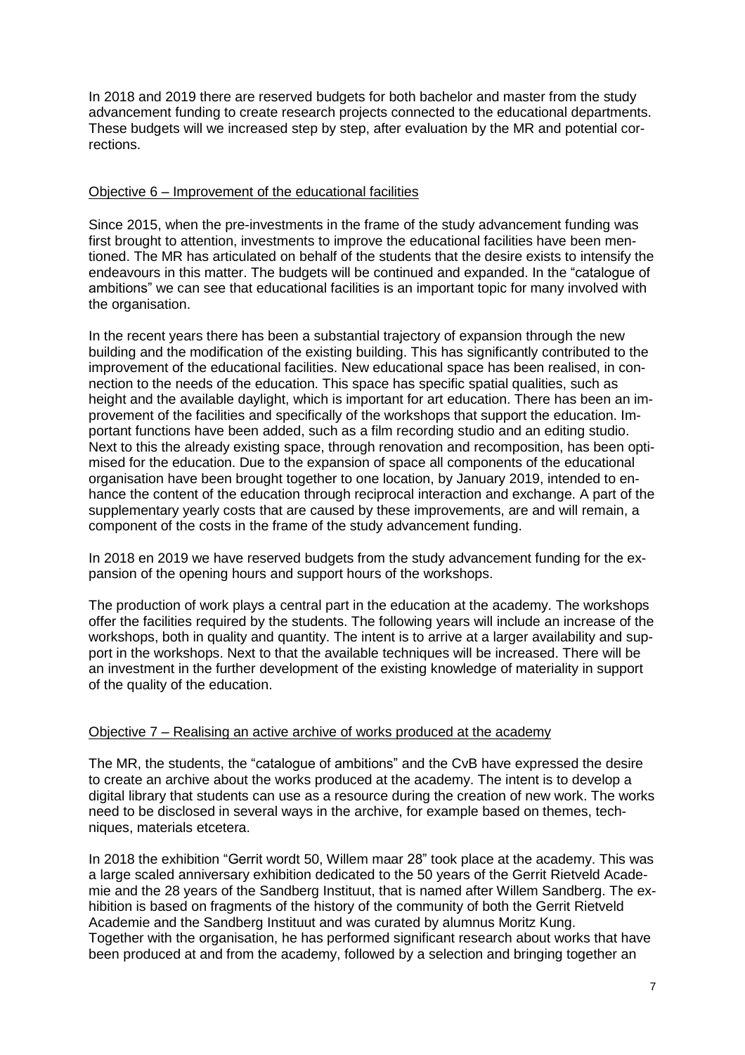In 2018 and 2019 there are reserved budgets for both bachelor and master from the study advancement funding to create research projects connected to the educational departments. These budgets will we increased step by step, after evaluation by the MR and potential corrections.

## Objective 6 – Improvement of the educational facilities

Since 2015, when the pre-investments in the frame of the study advancement funding was first brought to attention, investments to improve the educational facilities have been mentioned. The MR has articulated on behalf of the students that the desire exists to intensify the endeavours in this matter. The budgets will be continued and expanded. In the "catalogue of ambitions" we can see that educational facilities is an important topic for many involved with the organisation.

In the recent years there has been a substantial trajectory of expansion through the new building and the modification of the existing building. This has significantly contributed to the improvement of the educational facilities. New educational space has been realised, in connection to the needs of the education. This space has specific spatial qualities, such as height and the available daylight, which is important for art education. There has been an improvement of the facilities and specifically of the workshops that support the education. Important functions have been added, such as a film recording studio and an editing studio. Next to this the already existing space, through renovation and recomposition, has been optimised for the education. Due to the expansion of space all components of the educational organisation have been brought together to one location, by January 2019, intended to enhance the content of the education through reciprocal interaction and exchange. A part of the supplementary yearly costs that are caused by these improvements, are and will remain, a component of the costs in the frame of the study advancement funding.

In 2018 en 2019 we have reserved budgets from the study advancement funding for the expansion of the opening hours and support hours of the workshops.

The production of work plays a central part in the education at the academy. The workshops offer the facilities required by the students. The following years will include an increase of the workshops, both in quality and quantity. The intent is to arrive at a larger availability and support in the workshops. Next to that the available techniques will be increased. There will be an investment in the further development of the existing knowledge of materiality in support of the quality of the education.

## Objective 7 – Realising an active archive of works produced at the academy

The MR, the students, the "catalogue of ambitions" and the CvB have expressed the desire to create an archive about the works produced at the academy. The intent is to develop a digital library that students can use as a resource during the creation of new work. The works need to be disclosed in several ways in the archive, for example based on themes, techniques, materials etcetera.

In 2018 the exhibition "Gerrit wordt 50, Willem maar 28" took place at the academy. This was a large scaled anniversary exhibition dedicated to the 50 years of the Gerrit Rietveld Academie and the 28 years of the Sandberg Instituut, that is named after Willem Sandberg. The exhibition is based on fragments of the history of the community of both the Gerrit Rietveld Academie and the Sandberg Instituut and was curated by alumnus Moritz Kung. Together with the organisation, he has performed significant research about works that have been produced at and from the academy, followed by a selection and bringing together an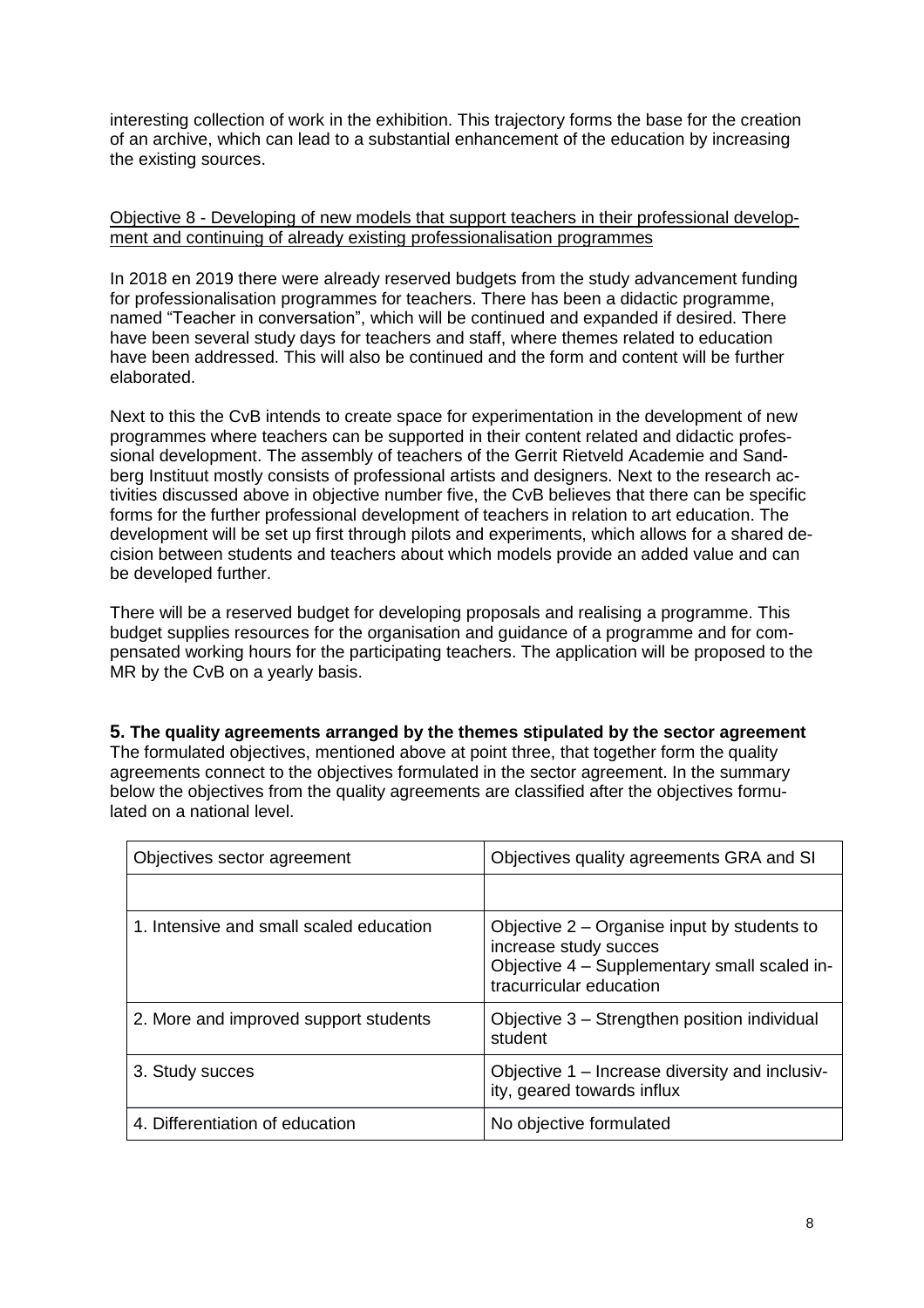interesting collection of work in the exhibition. This trajectory forms the base for the creation of an archive, which can lead to a substantial enhancement of the education by increasing the existing sources.

Objective 8 - Developing of new models that support teachers in their professional development and continuing of already existing professionalisation programmes

In 2018 en 2019 there were already reserved budgets from the study advancement funding for professionalisation programmes for teachers. There has been a didactic programme, named "Teacher in conversation", which will be continued and expanded if desired. There have been several study days for teachers and staff, where themes related to education have been addressed. This will also be continued and the form and content will be further elaborated.

Next to this the CvB intends to create space for experimentation in the development of new programmes where teachers can be supported in their content related and didactic professional development. The assembly of teachers of the Gerrit Rietveld Academie and Sandberg Instituut mostly consists of professional artists and designers. Next to the research activities discussed above in objective number five, the CvB believes that there can be specific forms for the further professional development of teachers in relation to art education. The development will be set up first through pilots and experiments, which allows for a shared decision between students and teachers about which models provide an added value and can be developed further.

There will be a reserved budget for developing proposals and realising a programme. This budget supplies resources for the organisation and guidance of a programme and for compensated working hours for the participating teachers. The application will be proposed to the MR by the CvB on a yearly basis.

## 5. The quality agreements arranged by the themes stipulated by the sector agreement

The formulated objectives, mentioned above at point three, that together form the quality agreements connect to the objectives formulated in the sector agreement. In the summary below the objectives from the quality agreements are classified after the objectives formulated on a national level.

| Objectives sector agreement | Objectives quality agreements GRA and SI |
|---|---|
| | |
| 1. Intensive and small scaled education | Objective 2 – Organise input by students to increase study succes<br>Objective 4 – Supplementary small scaled intracurricular education |
| 2. More and improved support students | Objective 3 – Strengthen position individual student |
| 3. Study succes | Objective 1 – Increase diversity and inclusivity, geared towards influx |
| 4. Differentiation of education | No objective formulated |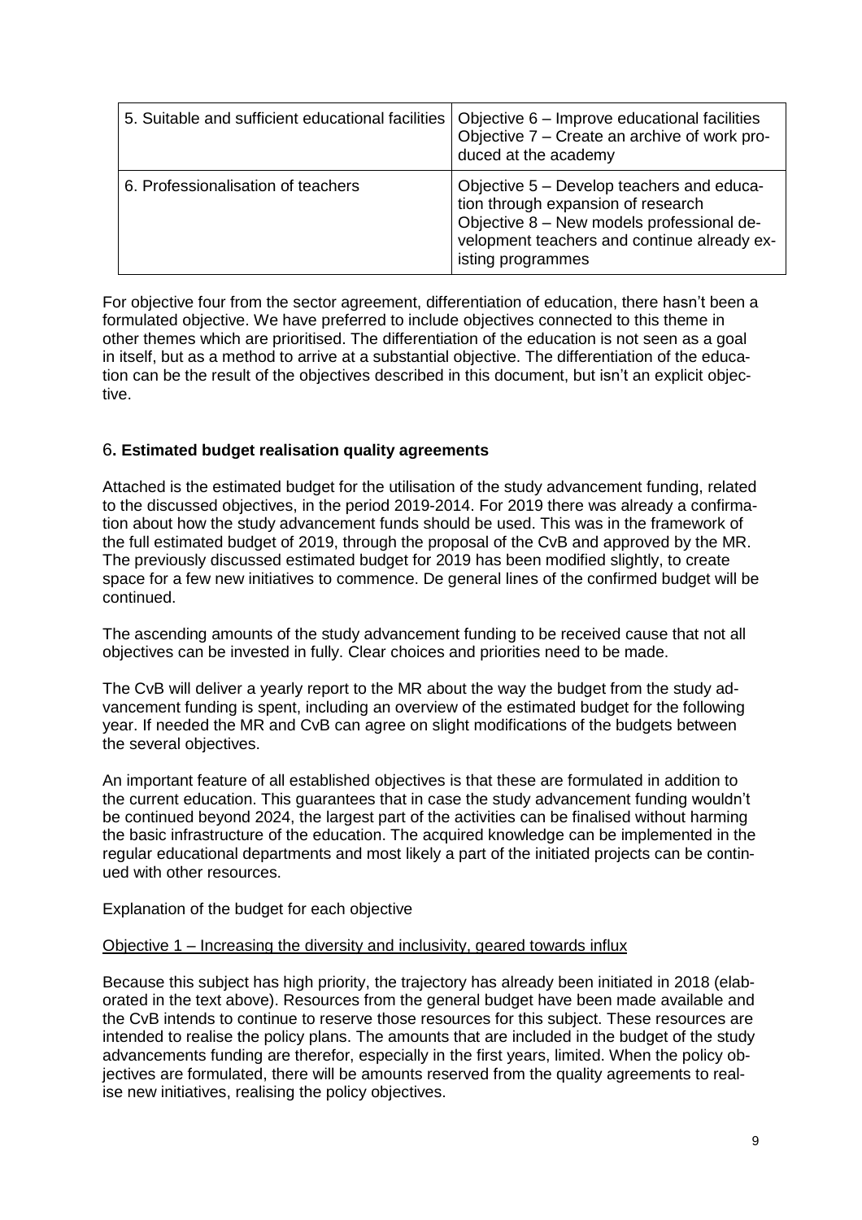| 5. Suitable and sufficient educational facilities | Objective 6 – Improve educational facilities<br>Objective 7 – Create an archive of work produced at the academy |
|---|---|
| 6. Professionalisation of teachers | Objective 5 – Develop teachers and education through expansion of research<br>Objective 8 – New models professional development teachers and continue already existing programmes |

For objective four from the sector agreement, differentiation of education, there hasn't been a formulated objective. We have preferred to include objectives connected to this theme in other themes which are prioritised. The differentiation of the education is not seen as a goal in itself, but as a method to arrive at a substantial objective. The differentiation of the education can be the result of the objectives described in this document, but isn't an explicit objective.

## 6. Estimated budget realisation quality agreements

Attached is the estimated budget for the utilisation of the study advancement funding, related to the discussed objectives, in the period 2019-2014. For 2019 there was already a confirmation about how the study advancement funds should be used. This was in the framework of the full estimated budget of 2019, through the proposal of the CvB and approved by the MR. The previously discussed estimated budget for 2019 has been modified slightly, to create space for a few new initiatives to commence. De general lines of the confirmed budget will be continued.

The ascending amounts of the study advancement funding to be received cause that not all objectives can be invested in fully. Clear choices and priorities need to be made.

The CvB will deliver a yearly report to the MR about the way the budget from the study advancement funding is spent, including an overview of the estimated budget for the following year. If needed the MR and CvB can agree on slight modifications of the budgets between the several objectives.

An important feature of all established objectives is that these are formulated in addition to the current education. This guarantees that in case the study advancement funding wouldn't be continued beyond 2024, the largest part of the activities can be finalised without harming the basic infrastructure of the education. The acquired knowledge can be implemented in the regular educational departments and most likely a part of the initiated projects can be continued with other resources.

Explanation of the budget for each objective

Objective 1 – Increasing the diversity and inclusivity, geared towards influx

Because this subject has high priority, the trajectory has already been initiated in 2018 (elaborated in the text above). Resources from the general budget have been made available and the CvB intends to continue to reserve those resources for this subject. These resources are intended to realise the policy plans. The amounts that are included in the budget of the study advancements funding are therefor, especially in the first years, limited. When the policy objectives are formulated, there will be amounts reserved from the quality agreements to realise new initiatives, realising the policy objectives.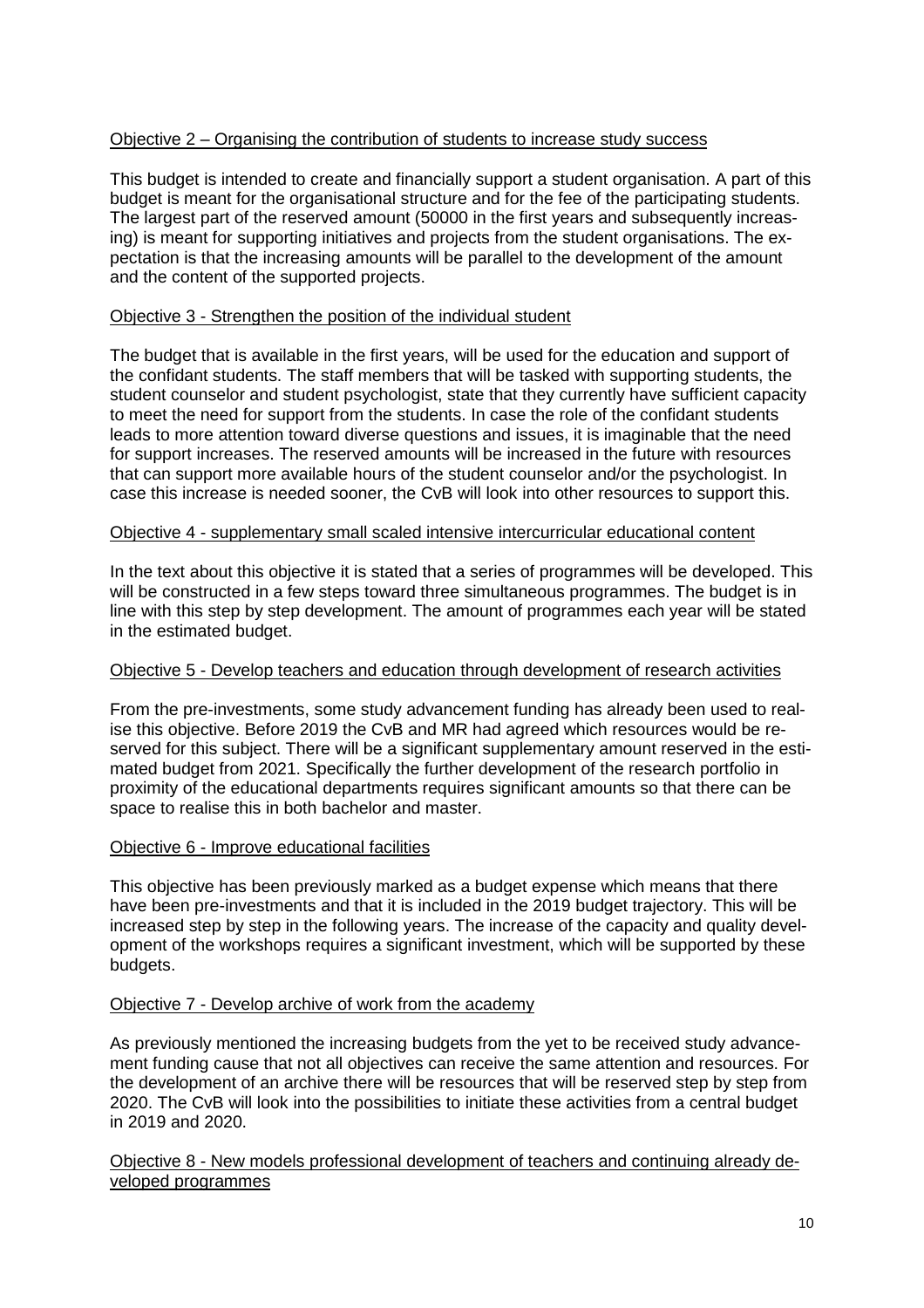<u>Objective 2 – Organising the contribution of students to increase study success</u>

This budget is intended to create and financially support a student organisation. A part of this budget is meant for the organisational structure and for the fee of the participating students. The largest part of the reserved amount (50000 in the first years and subsequently increasing) is meant for supporting initiatives and projects from the student organisations. The expectation is that the increasing amounts will be parallel to the development of the amount and the content of the supported projects.

<u>Objective 3 - Strengthen the position of the individual student</u>

The budget that is available in the first years, will be used for the education and support of the confidant students. The staff members that will be tasked with supporting students, the student counselor and student psychologist, state that they currently have sufficient capacity to meet the need for support from the students. In case the role of the confidant students leads to more attention toward diverse questions and issues, it is imaginable that the need for support increases. The reserved amounts will be increased in the future with resources that can support more available hours of the student counselor and/or the psychologist. In case this increase is needed sooner, the CvB will look into other resources to support this.

<u>Objective 4 - supplementary small scaled intensive intercurricular educational content</u>

In the text about this objective it is stated that a series of programmes will be developed. This will be constructed in a few steps toward three simultaneous programmes. The budget is in line with this step by step development. The amount of programmes each year will be stated in the estimated budget.

<u>Objective 5 - Develop teachers and education through development of research activities</u>

From the pre-investments, some study advancement funding has already been used to realise this objective. Before 2019 the CvB and MR had agreed which resources would be reserved for this subject. There will be a significant supplementary amount reserved in the estimated budget from 2021. Specifically the further development of the research portfolio in proximity of the educational departments requires significant amounts so that there can be space to realise this in both bachelor and master.

<u>Objective 6 - Improve educational facilities</u>

This objective has been previously marked as a budget expense which means that there have been pre-investments and that it is included in the 2019 budget trajectory. This will be increased step by step in the following years. The increase of the capacity and quality development of the workshops requires a significant investment, which will be supported by these budgets.

<u>Objective 7 - Develop archive of work from the academy</u>

As previously mentioned the increasing budgets from the yet to be received study advancement funding cause that not all objectives can receive the same attention and resources. For the development of an archive there will be resources that will be reserved step by step from 2020. The CvB will look into the possibilities to initiate these activities from a central budget in 2019 and 2020.

<u>Objective 8 - New models professional development of teachers and continuing already developed programmes</u>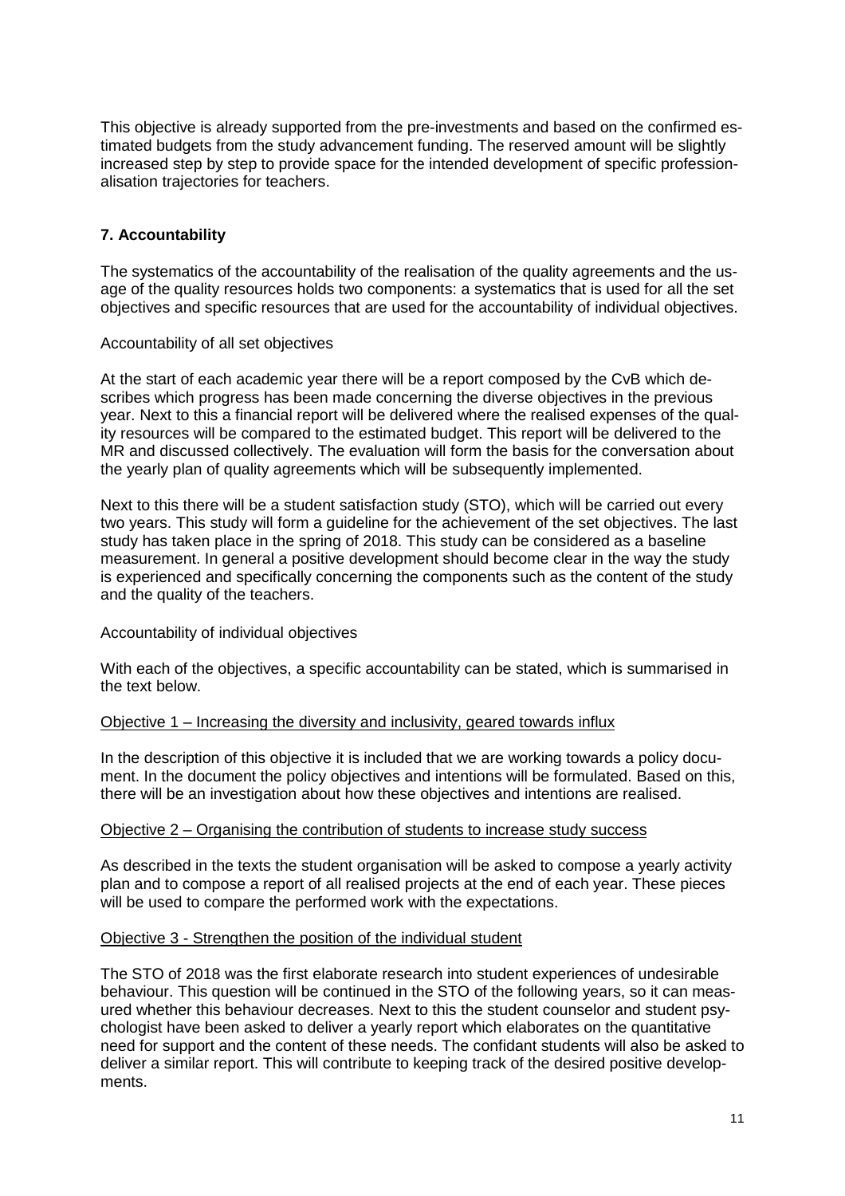This objective is already supported from the pre-investments and based on the confirmed estimated budgets from the study advancement funding. The reserved amount will be slightly increased step by step to provide space for the intended development of specific professionalisation trajectories for teachers.

## 7. Accountability

The systematics of the accountability of the realisation of the quality agreements and the usage of the quality resources holds two components: a systematics that is used for all the set objectives and specific resources that are used for the accountability of individual objectives.

Accountability of all set objectives

At the start of each academic year there will be a report composed by the CvB which describes which progress has been made concerning the diverse objectives in the previous year. Next to this a financial report will be delivered where the realised expenses of the quality resources will be compared to the estimated budget. This report will be delivered to the MR and discussed collectively. The evaluation will form the basis for the conversation about the yearly plan of quality agreements which will be subsequently implemented.

Next to this there will be a student satisfaction study (STO), which will be carried out every two years. This study will form a guideline for the achievement of the set objectives. The last study has taken place in the spring of 2018. This study can be considered as a baseline measurement. In general a positive development should become clear in the way the study is experienced and specifically concerning the components such as the content of the study and the quality of the teachers.

Accountability of individual objectives

With each of the objectives, a specific accountability can be stated, which is summarised in the text below.

Objective 1 – Increasing the diversity and inclusivity, geared towards influx

In the description of this objective it is included that we are working towards a policy document. In the document the policy objectives and intentions will be formulated. Based on this, there will be an investigation about how these objectives and intentions are realised.

Objective 2 – Organising the contribution of students to increase study success

As described in the texts the student organisation will be asked to compose a yearly activity plan and to compose a report of all realised projects at the end of each year. These pieces will be used to compare the performed work with the expectations.

Objective 3 - Strengthen the position of the individual student

The STO of 2018 was the first elaborate research into student experiences of undesirable behaviour. This question will be continued in the STO of the following years, so it can measured whether this behaviour decreases. Next to this the student counselor and student psychologist have been asked to deliver a yearly report which elaborates on the quantitative need for support and the content of these needs. The confidant students will also be asked to deliver a similar report. This will contribute to keeping track of the desired positive developments.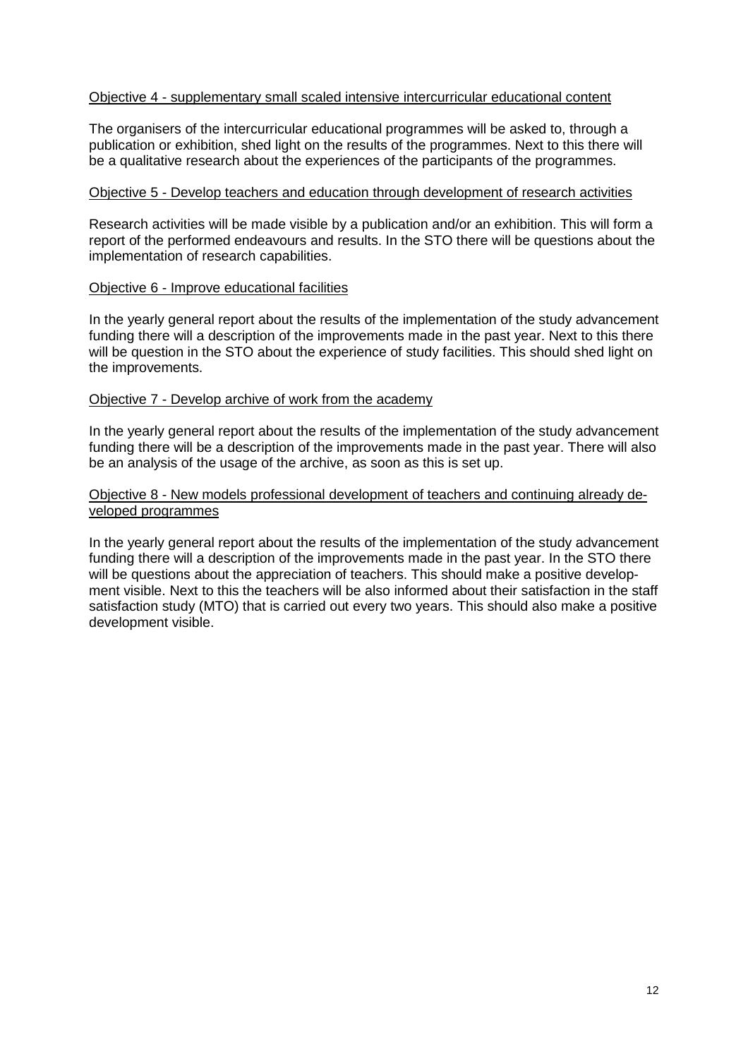Objective 4 - supplementary small scaled intensive intercurricular educational content

The organisers of the intercurricular educational programmes will be asked to, through a publication or exhibition, shed light on the results of the programmes. Next to this there will be a qualitative research about the experiences of the participants of the programmes.

Objective 5 - Develop teachers and education through development of research activities

Research activities will be made visible by a publication and/or an exhibition. This will form a report of the performed endeavours and results. In the STO there will be questions about the implementation of research capabilities.

Objective 6 - Improve educational facilities

In the yearly general report about the results of the implementation of the study advancement funding there will a description of the improvements made in the past year. Next to this there will be question in the STO about the experience of study facilities. This should shed light on the improvements.

Objective 7 - Develop archive of work from the academy

In the yearly general report about the results of the implementation of the study advancement funding there will be a description of the improvements made in the past year. There will also be an analysis of the usage of the archive, as soon as this is set up.

Objective 8 - New models professional development of teachers and continuing already developed programmes

In the yearly general report about the results of the implementation of the study advancement funding there will a description of the improvements made in the past year. In the STO there will be questions about the appreciation of teachers. This should make a positive development visible. Next to this the teachers will be also informed about their satisfaction in the staff satisfaction study (MTO) that is carried out every two years. This should also make a positive development visible.